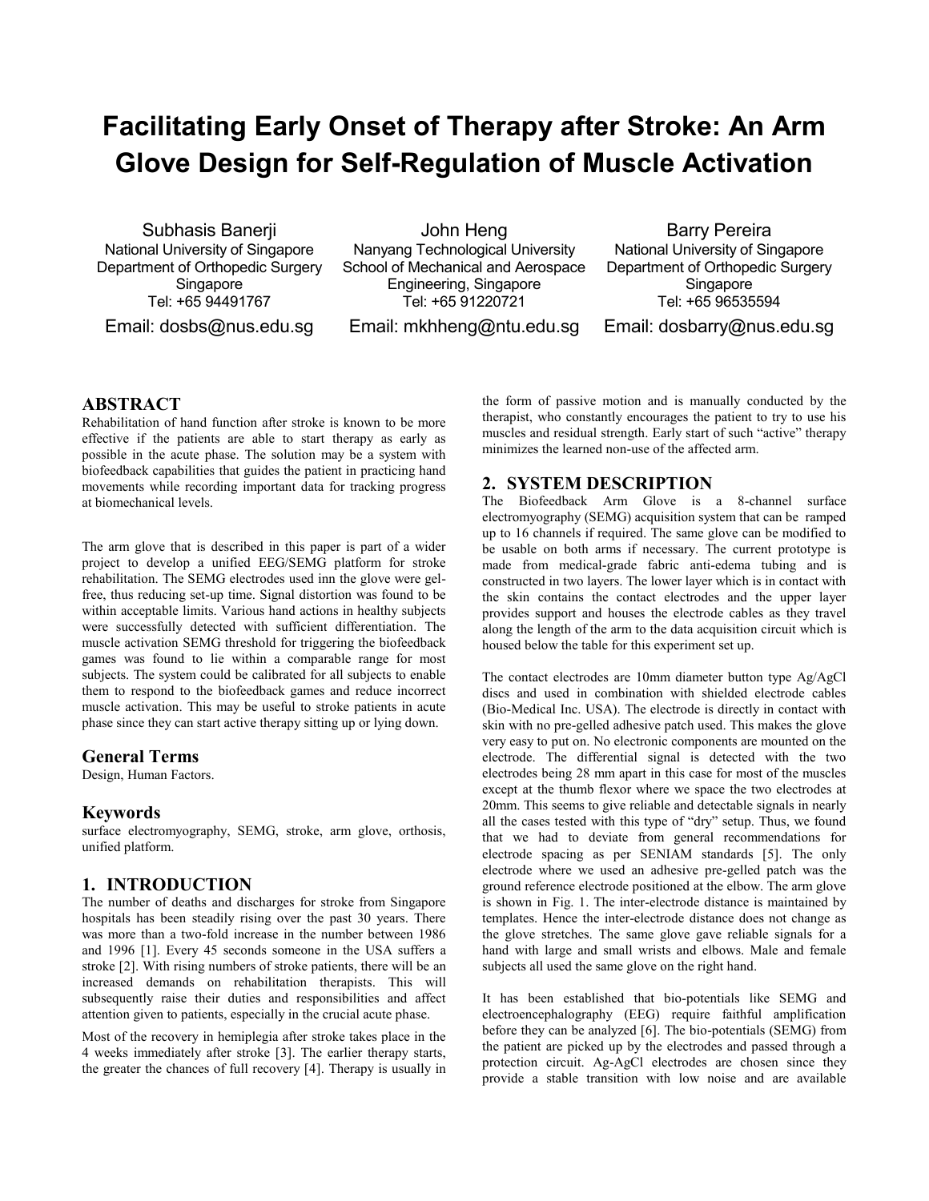# Facilitating Early Onset of Therapy after Stroke: An Arm Glove Design for Self-Regulation of Muscle Activation

Subhasis Banerji
National University of Singapore
Department of Orthopedic Surgery
Singapore
Tel: +65 94491767
Email: dosbs@nus.edu.sg

John Heng
Nanyang Technological University
School of Mechanical and Aerospace Engineering, Singapore
Tel: +65 91220721
Email: mkhheng@ntu.edu.sg

Barry Pereira
National University of Singapore
Department of Orthopedic Surgery
Singapore
Tel: +65 96535594
Email: dosbarry@nus.edu.sg

## ABSTRACT

Rehabilitation of hand function after stroke is known to be more effective if the patients are able to start therapy as early as possible in the acute phase. The solution may be a system with biofeedback capabilities that guides the patient in practicing hand movements while recording important data for tracking progress at biomechanical levels.

The arm glove that is described in this paper is part of a wider project to develop a unified EEG/SEMG platform for stroke rehabilitation. The SEMG electrodes used inn the glove were gel-free, thus reducing set-up time. Signal distortion was found to be within acceptable limits. Various hand actions in healthy subjects were successfully detected with sufficient differentiation. The muscle activation SEMG threshold for triggering the biofeedback games was found to lie within a comparable range for most subjects. The system could be calibrated for all subjects to enable them to respond to the biofeedback games and reduce incorrect muscle activation. This may be useful to stroke patients in acute phase since they can start active therapy sitting up or lying down.

### General Terms

Design, Human Factors.

### Keywords

surface electromyography, SEMG, stroke, arm glove, orthosis, unified platform.

## 1. INTRODUCTION

The number of deaths and discharges for stroke from Singapore hospitals has been steadily rising over the past 30 years. There was more than a two-fold increase in the number between 1986 and 1996 [1]. Every 45 seconds someone in the USA suffers a stroke [2]. With rising numbers of stroke patients, there will be an increased demands on rehabilitation therapists. This will subsequently raise their duties and responsibilities and affect attention given to patients, especially in the crucial acute phase.

Most of the recovery in hemiplegia after stroke takes place in the 4 weeks immediately after stroke [3]. The earlier therapy starts, the greater the chances of full recovery [4]. Therapy is usually in the form of passive motion and is manually conducted by the therapist, who constantly encourages the patient to try to use his muscles and residual strength. Early start of such "active" therapy minimizes the learned non-use of the affected arm.

## 2. SYSTEM DESCRIPTION

The Biofeedback Arm Glove is a 8-channel surface electromyography (SEMG) acquisition system that can be ramped up to 16 channels if required. The same glove can be modified to be usable on both arms if necessary. The current prototype is made from medical-grade fabric anti-edema tubing and is constructed in two layers. The lower layer which is in contact with the skin contains the contact electrodes and the upper layer provides support and houses the electrode cables as they travel along the length of the arm to the data acquisition circuit which is housed below the table for this experiment set up.

The contact electrodes are 10mm diameter button type Ag/AgCl discs and used in combination with shielded electrode cables (Bio-Medical Inc. USA). The electrode is directly in contact with skin with no pre-gelled adhesive patch used. This makes the glove very easy to put on. No electronic components are mounted on the electrode. The differential signal is detected with the two electrodes being 28 mm apart in this case for most of the muscles except at the thumb flexor where we space the two electrodes at 20mm. This seems to give reliable and detectable signals in nearly all the cases tested with this type of "dry" setup. Thus, we found that we had to deviate from general recommendations for electrode spacing as per SENIAM standards [5]. The only electrode where we used an adhesive pre-gelled patch was the ground reference electrode positioned at the elbow. The arm glove is shown in Fig. 1. The inter-electrode distance is maintained by templates. Hence the inter-electrode distance does not change as the glove stretches. The same glove gave reliable signals for a hand with large and small wrists and elbows. Male and female subjects all used the same glove on the right hand.

It has been established that bio-potentials like SEMG and electroencephalography (EEG) require faithful amplification before they can be analyzed [6]. The bio-potentials (SEMG) from the patient are picked up by the electrodes and passed through a protection circuit. Ag-AgCl electrodes are chosen since they provide a stable transition with low noise and are available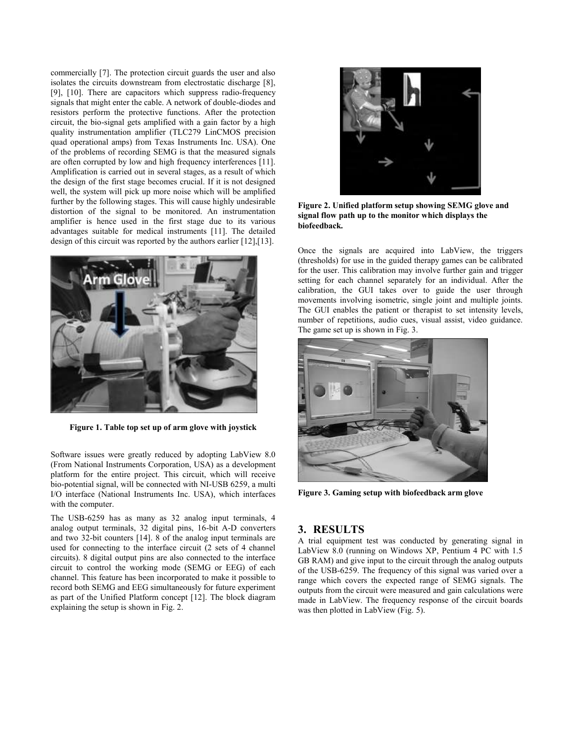commercially [7]. The protection circuit guards the user and also isolates the circuits downstream from electrostatic discharge [8], [9], [10]. There are capacitors which suppress radio-frequency signals that might enter the cable. A network of double-diodes and resistors perform the protective functions. After the protection circuit, the bio-signal gets amplified with a gain factor by a high quality instrumentation amplifier (TLC279 LinCMOS precision quad operational amps) from Texas Instruments Inc. USA). One of the problems of recording SEMG is that the measured signals are often corrupted by low and high frequency interferences [11]. Amplification is carried out in several stages, as a result of which the design of the first stage becomes crucial. If it is not designed well, the system will pick up more noise which will be amplified further by the following stages. This will cause highly undesirable distortion of the signal to be monitored. An instrumentation amplifier is hence used in the first stage due to its various advantages suitable for medical instruments [11]. The detailed design of this circuit was reported by the authors earlier [12],[13].

**Figure 1. Table top set up of arm glove with joystick**

Software issues were greatly reduced by adopting LabView 8.0 (From National Instruments Corporation, USA) as a development platform for the entire project. This circuit, which will receive bio-potential signal, will be connected with NI-USB 6259, a multi I/O interface (National Instruments Inc. USA), which interfaces with the computer.

The USB-6259 has as many as 32 analog input terminals, 4 analog output terminals, 32 digital pins, 16-bit A-D converters and two 32-bit counters [14]. 8 of the analog input terminals are used for connecting to the interface circuit (2 sets of 4 channel circuits). 8 digital output pins are also connected to the interface circuit to control the working mode (SEMG or EEG) of each channel. This feature has been incorporated to make it possible to record both SEMG and EEG simultaneously for future experiment as part of the Unified Platform concept [12]. The block diagram explaining the setup is shown in Fig. 2.

**Figure 2. Unified platform setup showing SEMG glove and signal flow path up to the monitor which displays the biofeedback.**

Once the signals are acquired into LabView, the triggers (thresholds) for use in the guided therapy games can be calibrated for the user. This calibration may involve further gain and trigger setting for each channel separately for an individual. After the calibration, the GUI takes over to guide the user through movements involving isometric, single joint and multiple joints. The GUI enables the patient or therapist to set intensity levels, number of repetitions, audio cues, visual assist, video guidance. The game set up is shown in Fig. 3.

**Figure 3. Gaming setup with biofeedback arm glove**

## 3. RESULTS

A trial equipment test was conducted by generating signal in LabView 8.0 (running on Windows XP, Pentium 4 PC with 1.5 GB RAM) and give input to the circuit through the analog outputs of the USB-6259. The frequency of this signal was varied over a range which covers the expected range of SEMG signals. The outputs from the circuit were measured and gain calculations were made in LabView. The frequency response of the circuit boards was then plotted in LabView (Fig. 5).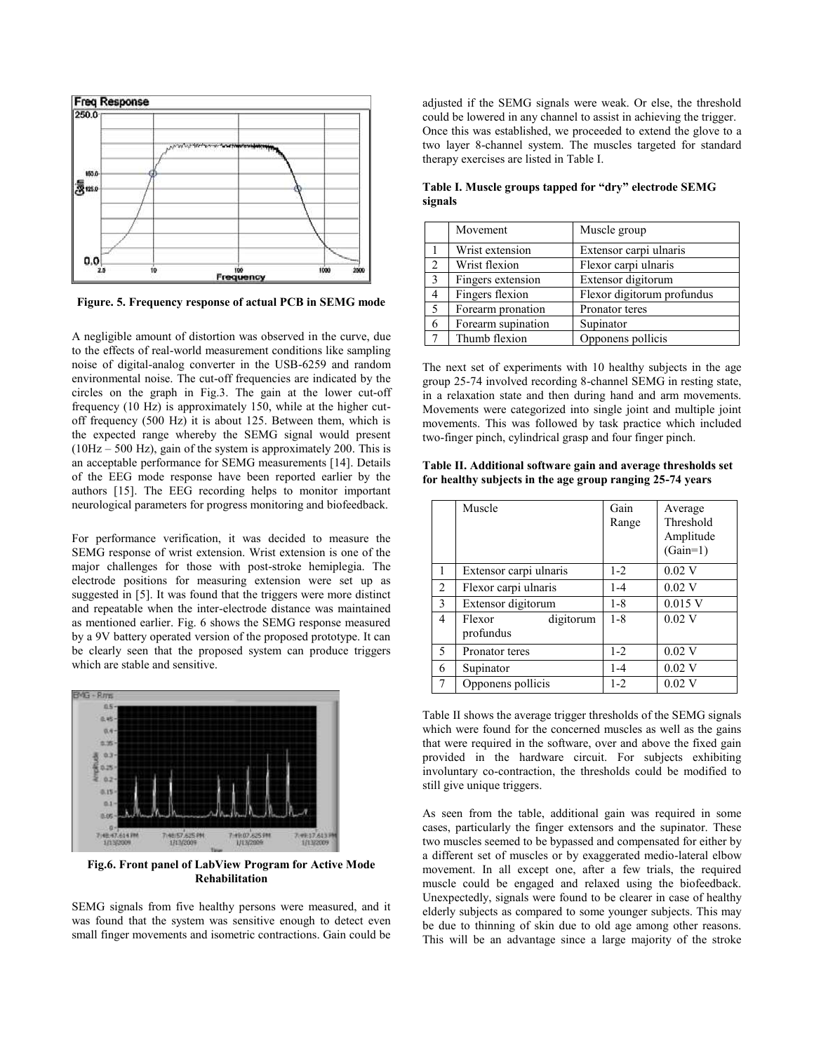**Figure. 5. Frequency response of actual PCB in SEMG mode**

A negligible amount of distortion was observed in the curve, due to the effects of real-world measurement conditions like sampling noise of digital-analog converter in the USB-6259 and random environmental noise. The cut-off frequencies are indicated by the circles on the graph in Fig.3. The gain at the lower cut-off frequency (10 Hz) is approximately 150, while at the higher cut-off frequency (500 Hz) it is about 125. Between them, which is the expected range whereby the SEMG signal would present (10Hz – 500 Hz), gain of the system is approximately 200. This is an acceptable performance for SEMG measurements [14]. Details of the EEG mode response have been reported earlier by the authors [15]. The EEG recording helps to monitor important neurological parameters for progress monitoring and biofeedback.

For performance verification, it was decided to measure the SEMG response of wrist extension. Wrist extension is one of the major challenges for those with post-stroke hemiplegia. The electrode positions for measuring extension were set up as suggested in [5]. It was found that the triggers were more distinct and repeatable when the inter-electrode distance was maintained as mentioned earlier. Fig. 6 shows the SEMG response measured by a 9V battery operated version of the proposed prototype. It can be clearly seen that the proposed system can produce triggers which are stable and sensitive.

**Fig.6. Front panel of LabView Program for Active Mode Rehabilitation**

SEMG signals from five healthy persons were measured, and it was found that the system was sensitive enough to detect even small finger movements and isometric contractions. Gain could be adjusted if the SEMG signals were weak. Or else, the threshold could be lowered in any channel to assist in achieving the trigger. Once this was established, we proceeded to extend the glove to a two layer 8-channel system. The muscles targeted for standard therapy exercises are listed in Table I.

**Table I. Muscle groups tapped for "dry" electrode SEMG signals**

| | Movement | Muscle group |
|---|---|---|
| 1 | Wrist extension | Extensor carpi ulnaris |
| 2 | Wrist flexion | Flexor carpi ulnaris |
| 3 | Fingers extension | Extensor digitorum |
| 4 | Fingers flexion | Flexor digitorum profundus |
| 5 | Forearm pronation | Pronator teres |
| 6 | Forearm supination | Supinator |
| 7 | Thumb flexion | Opponens pollicis |

The next set of experiments with 10 healthy subjects in the age group 25-74 involved recording 8-channel SEMG in resting state, in a relaxation state and then during hand and arm movements. Movements were categorized into single joint and multiple joint movements. This was followed by task practice which included two-finger pinch, cylindrical grasp and four finger pinch.

**Table II. Additional software gain and average thresholds set for healthy subjects in the age group ranging 25-74 years**

| | Muscle | Gain Range | Average Threshold Amplitude (Gain=1) |
|---|---|---|---|
| 1 | Extensor carpi ulnaris | 1-2 | 0.02 V |
| 2 | Flexor carpi ulnaris | 1-4 | 0.02 V |
| 3 | Extensor digitorum | 1-8 | 0.015 V |
| 4 | Flexor digitorum profundus | 1-8 | 0.02 V |
| 5 | Pronator teres | 1-2 | 0.02 V |
| 6 | Supinator | 1-4 | 0.02 V |
| 7 | Opponens pollicis | 1-2 | 0.02 V |

Table II shows the average trigger thresholds of the SEMG signals which were found for the concerned muscles as well as the gains that were required in the software, over and above the fixed gain provided in the hardware circuit. For subjects exhibiting involuntary co-contraction, the thresholds could be modified to still give unique triggers.

As seen from the table, additional gain was required in some cases, particularly the finger extensors and the supinator. These two muscles seemed to be bypassed and compensated for either by a different set of muscles or by exaggerated medio-lateral elbow movement. In all except one, after a few trials, the required muscle could be engaged and relaxed using the biofeedback. Unexpectedly, signals were found to be clearer in case of healthy elderly subjects as compared to some younger subjects. This may be due to thinning of skin due to old age among other reasons. This will be an advantage since a large majority of the stroke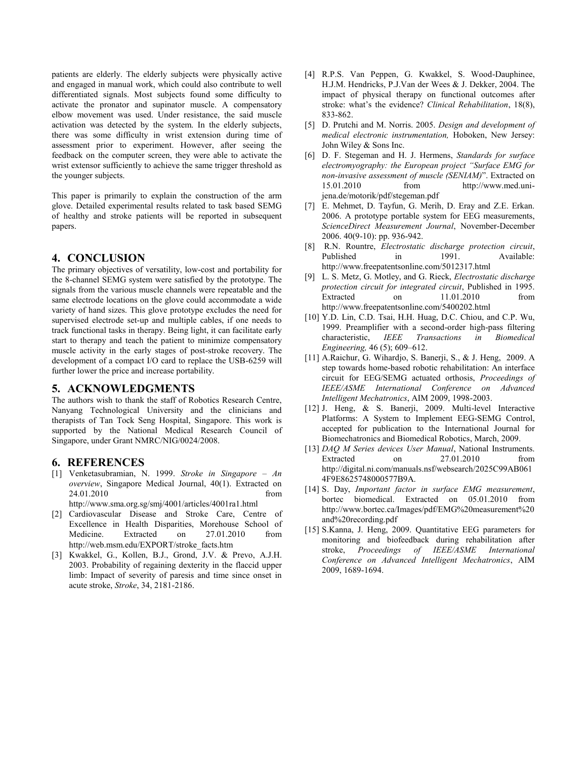patients are elderly. The elderly subjects were physically active and engaged in manual work, which could also contribute to well differentiated signals. Most subjects found some difficulty to activate the pronator and supinator muscle. A compensatory elbow movement was used. Under resistance, the said muscle activation was detected by the system. In the elderly subjects, there was some difficulty in wrist extension during time of assessment prior to experiment. However, after seeing the feedback on the computer screen, they were able to activate the wrist extensor sufficiently to achieve the same trigger threshold as the younger subjects.

This paper is primarily to explain the construction of the arm glove. Detailed experimental results related to task based SEMG of healthy and stroke patients will be reported in subsequent papers.

## 4. CONCLUSION

The primary objectives of versatility, low-cost and portability for the 8-channel SEMG system were satisfied by the prototype. The signals from the various muscle channels were repeatable and the same electrode locations on the glove could accommodate a wide variety of hand sizes. This glove prototype excludes the need for supervised electrode set-up and multiple cables, if one needs to track functional tasks in therapy. Being light, it can facilitate early start to therapy and teach the patient to minimize compensatory muscle activity in the early stages of post-stroke recovery. The development of a compact I/O card to replace the USB-6259 will further lower the price and increase portability.

## 5. ACKNOWLEDGMENTS

The authors wish to thank the staff of Robotics Research Centre, Nanyang Technological University and the clinicians and therapists of Tan Tock Seng Hospital, Singapore. This work is supported by the National Medical Research Council of Singapore, under Grant NMRC/NIG/0024/2008.

## 6. REFERENCES

[1] Venketasubramian, N. 1999. *Stroke in Singapore – An overview*, Singapore Medical Journal, 40(1). Extracted on 24.01.2010 from http://www.sma.org.sg/smj/4001/articles/4001ra1.html

[2] Cardiovascular Disease and Stroke Care, Centre of Excellence in Health Disparities, Morehouse School of Medicine. Extracted on 27.01.2010 from http://web.msm.edu/EXPORT/stroke_facts.htm

[3] Kwakkel, G., Kollen, B.J., Grond, J.V. & Prevo, A.J.H. 2003. Probability of regaining dexterity in the flaccid upper limb: Impact of severity of paresis and time since onset in acute stroke, *Stroke*, 34, 2181-2186.

[4] R.P.S. Van Peppen, G. Kwakkel, S. Wood-Dauphinee, H.J.M. Hendricks, P.J.Van der Wees & J. Dekker, 2004. The impact of physical therapy on functional outcomes after stroke: what's the evidence? *Clinical Rehabilitation*, 18(8), 833-862.

[5] D. Prutchi and M. Norris. 2005. *Design and development of medical electronic instrumentation,* Hoboken, New Jersey: John Wiley & Sons Inc.

[6] D. F. Stegeman and H. J. Hermens, *Standards for surface electromyography: the European project "Surface EMG for non-invasive assessment of muscle (SENIAM)*". Extracted on 15.01.2010 from http://www.med.uni-jena.de/motorik/pdf/stegeman.pdf

[7] E. Mehmet, D. Tayfun, G. Merih, D. Eray and Z.E. Erkan. 2006. A prototype portable system for EEG measurements, *ScienceDirect Measurement Journal*, November-December 2006. 40(9-10): pp. 936-942.

[8] R.N. Rountre, *Electrostatic discharge protection circuit*, Published in 1991. Available: http://www.freepatentsonline.com/5012317.html

[9] L. S. Metz, G. Motley, and G. Rieck, *Electrostatic discharge protection circuit for integrated circuit*, Published in 1995. Extracted on 11.01.2010 from http://www.freepatentsonline.com/5400202.html

[10] Y.D. Lin, C.D. Tsai, H.H. Huag, D.C. Chiou, and C.P. Wu, 1999. Preamplifier with a second-order high-pass filtering characteristic, *IEEE Transactions in Biomedical Engineering,* 46 (5); 609–612.

[11] A.Raichur, G. Wihardjo, S. Banerji, S., & J. Heng, 2009. A step towards home-based robotic rehabilitation: An interface circuit for EEG/SEMG actuated orthosis, *Proceedings of IEEE/ASME International Conference on Advanced Intelligent Mechatronics*, AIM 2009, 1998-2003.

[12] J. Heng, & S. Banerji, 2009. Multi-level Interactive Platforms: A System to Implement EEG-SEMG Control, accepted for publication to the International Journal for Biomechatronics and Biomedical Robotics, March, 2009.

[13] *DAQ M Series devices User Manual*, National Instruments. Extracted on 27.01.2010 from http://digital.ni.com/manuals.nsf/websearch/2025C99AB0614F9E8625748000577B9A.

[14] S. Day, *Important factor in surface EMG measurement*, bortec biomedical. Extracted on 05.01.2010 from http://www.bortec.ca/Images/pdf/EMG%20measurement%20and%20recording.pdf

[15] S.Kanna, J. Heng, 2009. Quantitative EEG parameters for monitoring and biofeedback during rehabilitation after stroke, *Proceedings of IEEE/ASME International Conference on Advanced Intelligent Mechatronics*, AIM 2009, 1689-1694.